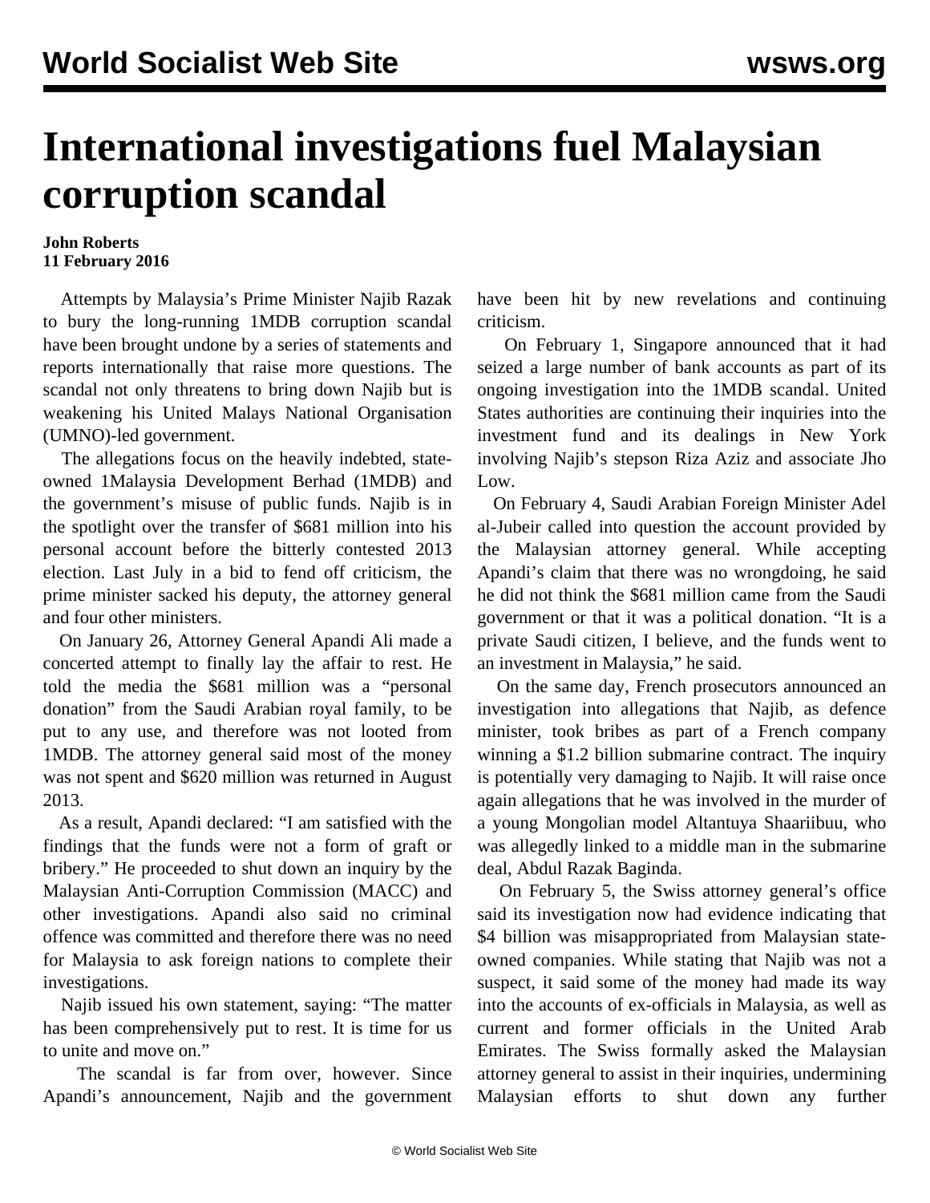# International investigations fuel Malaysian corruption scandal

**John Roberts**
**11 February 2016**

Attempts by Malaysia's Prime Minister Najib Razak to bury the long-running 1MDB corruption scandal have been brought undone by a series of statements and reports internationally that raise more questions. The scandal not only threatens to bring down Najib but is weakening his United Malays National Organisation (UMNO)-led government.

The allegations focus on the heavily indebted, state-owned 1Malaysia Development Berhad (1MDB) and the government's misuse of public funds. Najib is in the spotlight over the transfer of $681 million into his personal account before the bitterly contested 2013 election. Last July in a bid to fend off criticism, the prime minister sacked his deputy, the attorney general and four other ministers.

On January 26, Attorney General Apandi Ali made a concerted attempt to finally lay the affair to rest. He told the media the $681 million was a "personal donation" from the Saudi Arabian royal family, to be put to any use, and therefore was not looted from 1MDB. The attorney general said most of the money was not spent and $620 million was returned in August 2013.

As a result, Apandi declared: "I am satisfied with the findings that the funds were not a form of graft or bribery." He proceeded to shut down an inquiry by the Malaysian Anti-Corruption Commission (MACC) and other investigations. Apandi also said no criminal offence was committed and therefore there was no need for Malaysia to ask foreign nations to complete their investigations.

Najib issued his own statement, saying: "The matter has been comprehensively put to rest. It is time for us to unite and move on."

The scandal is far from over, however. Since Apandi's announcement, Najib and the government have been hit by new revelations and continuing criticism.

On February 1, Singapore announced that it had seized a large number of bank accounts as part of its ongoing investigation into the 1MDB scandal. United States authorities are continuing their inquiries into the investment fund and its dealings in New York involving Najib's stepson Riza Aziz and associate Jho Low.

On February 4, Saudi Arabian Foreign Minister Adel al-Jubeir called into question the account provided by the Malaysian attorney general. While accepting Apandi's claim that there was no wrongdoing, he said he did not think the $681 million came from the Saudi government or that it was a political donation. "It is a private Saudi citizen, I believe, and the funds went to an investment in Malaysia," he said.

On the same day, French prosecutors announced an investigation into allegations that Najib, as defence minister, took bribes as part of a French company winning a $1.2 billion submarine contract. The inquiry is potentially very damaging to Najib. It will raise once again allegations that he was involved in the murder of a young Mongolian model Altantuya Shaariibuu, who was allegedly linked to a middle man in the submarine deal, Abdul Razak Baginda.

On February 5, the Swiss attorney general's office said its investigation now had evidence indicating that $4 billion was misappropriated from Malaysian state-owned companies. While stating that Najib was not a suspect, it said some of the money had made its way into the accounts of ex-officials in Malaysia, as well as current and former officials in the United Arab Emirates. The Swiss formally asked the Malaysian attorney general to assist in their inquiries, undermining Malaysian efforts to shut down any further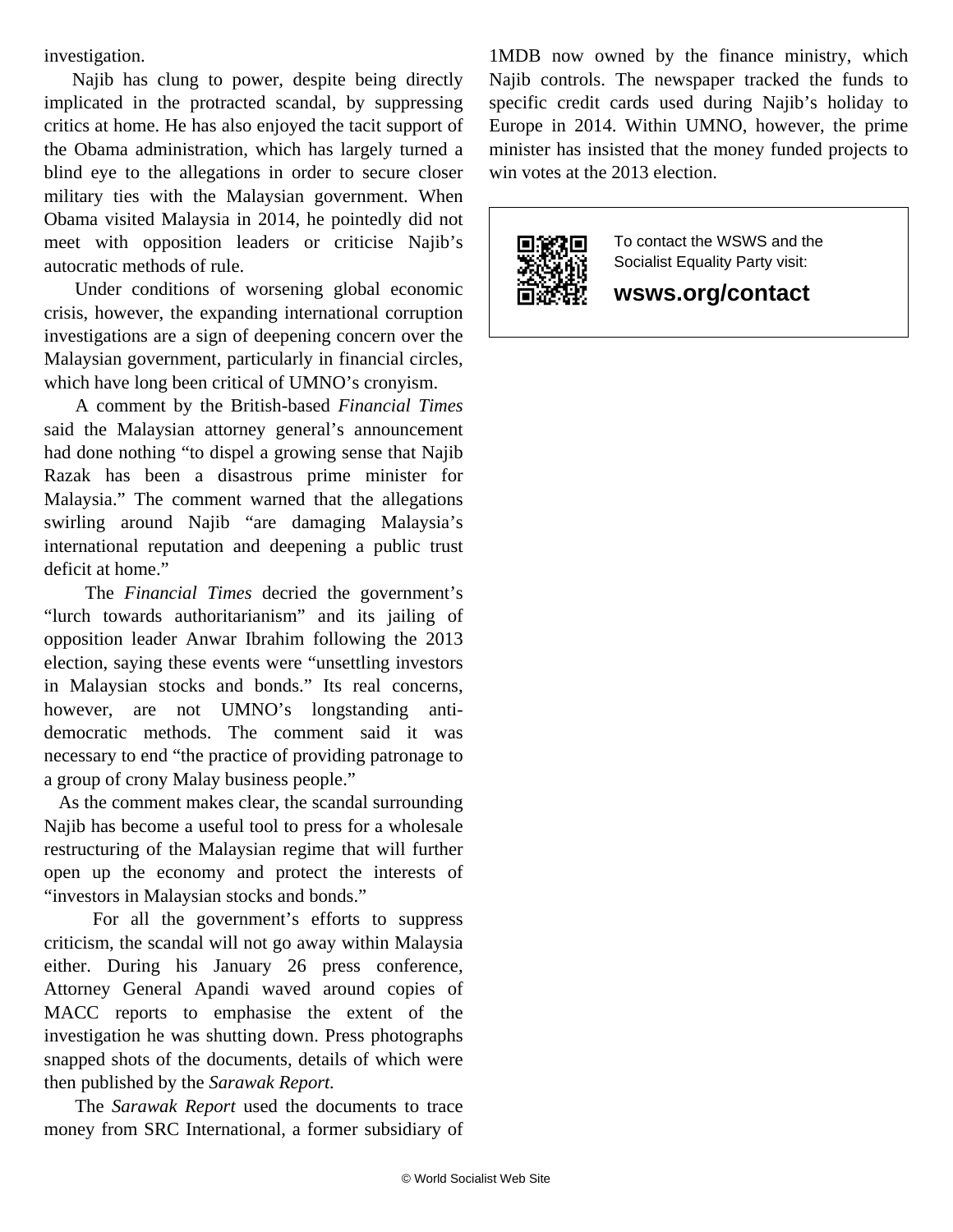investigation.

Najib has clung to power, despite being directly implicated in the protracted scandal, by suppressing critics at home. He has also enjoyed the tacit support of the Obama administration, which has largely turned a blind eye to the allegations in order to secure closer military ties with the Malaysian government. When Obama visited Malaysia in 2014, he pointedly did not meet with opposition leaders or criticise Najib's autocratic methods of rule.

Under conditions of worsening global economic crisis, however, the expanding international corruption investigations are a sign of deepening concern over the Malaysian government, particularly in financial circles, which have long been critical of UMNO's cronyism.

A comment by the British-based *Financial Times* said the Malaysian attorney general's announcement had done nothing "to dispel a growing sense that Najib Razak has been a disastrous prime minister for Malaysia." The comment warned that the allegations swirling around Najib "are damaging Malaysia's international reputation and deepening a public trust deficit at home."

The *Financial Times* decried the government's "lurch towards authoritarianism" and its jailing of opposition leader Anwar Ibrahim following the 2013 election, saying these events were "unsettling investors in Malaysian stocks and bonds." Its real concerns, however, are not UMNO's longstanding anti-democratic methods. The comment said it was necessary to end "the practice of providing patronage to a group of crony Malay business people."

As the comment makes clear, the scandal surrounding Najib has become a useful tool to press for a wholesale restructuring of the Malaysian regime that will further open up the economy and protect the interests of "investors in Malaysian stocks and bonds."

For all the government's efforts to suppress criticism, the scandal will not go away within Malaysia either. During his January 26 press conference, Attorney General Apandi waved around copies of MACC reports to emphasise the extent of the investigation he was shutting down. Press photographs snapped shots of the documents, details of which were then published by the *Sarawak Report.*

The *Sarawak Report* used the documents to trace money from SRC International, a former subsidiary of 1MDB now owned by the finance ministry, which Najib controls. The newspaper tracked the funds to specific credit cards used during Najib's holiday to Europe in 2014. Within UMNO, however, the prime minister has insisted that the money funded projects to win votes at the 2013 election.

To contact the WSWS and the Socialist Equality Party visit:

**wsws.org/contact**